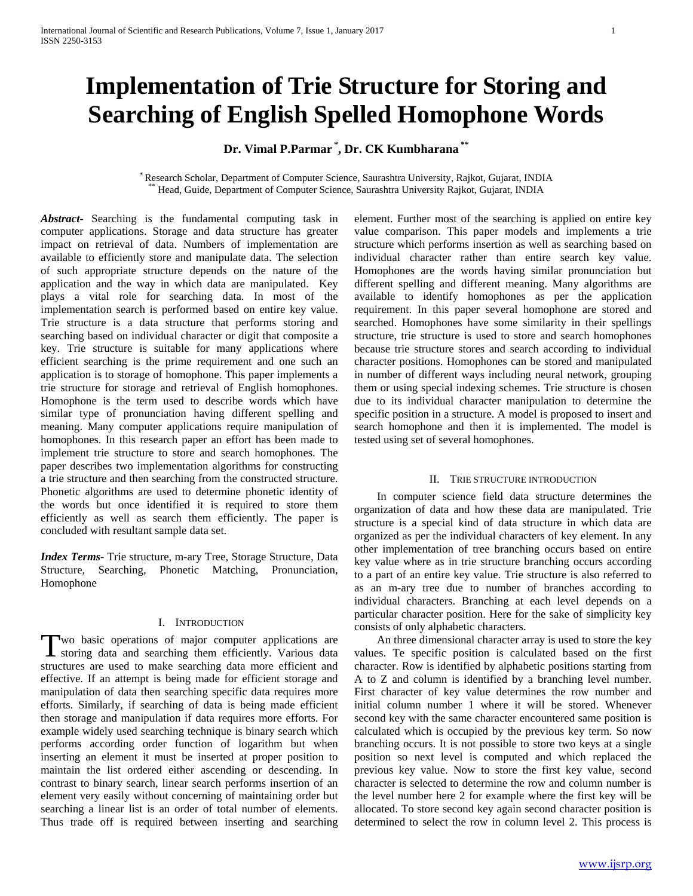# Implementation of Trie Structure for Storing and Searching of English Spelled Homophone Words

**Dr. Vimal P.Parmar [*], Dr. CK Kumbharana [**]**

[*] Research Scholar, Department of Computer Science, Saurashtra University, Rajkot, Gujarat, INDIA
[**] Head, Guide, Department of Computer Science, Saurashtra University Rajkot, Gujarat, INDIA

***Abstract-*** Searching is the fundamental computing task in computer applications. Storage and data structure has greater impact on retrieval of data. Numbers of implementation are available to efficiently store and manipulate data. The selection of such appropriate structure depends on the nature of the application and the way in which data are manipulated. Key plays a vital role for searching data. In most of the implementation search is performed based on entire key value. Trie structure is a data structure that performs storing and searching based on individual character or digit that composite a key. Trie structure is suitable for many applications where efficient searching is the prime requirement and one such an application is to storage of homophone. This paper implements a trie structure for storage and retrieval of English homophones. Homophone is the term used to describe words which have similar type of pronunciation having different spelling and meaning. Many computer applications require manipulation of homophones. In this research paper an effort has been made to implement trie structure to store and search homophones. The paper describes two implementation algorithms for constructing a trie structure and then searching from the constructed structure. Phonetic algorithms are used to determine phonetic identity of the words but once identified it is required to store them efficiently as well as search them efficiently. The paper is concluded with resultant sample data set.

***Index Terms-*** Trie structure, m-ary Tree, Storage Structure, Data Structure, Searching, Phonetic Matching, Pronunciation, Homophone

## I. Introduction

Two basic operations of major computer applications are storing data and searching them efficiently. Various data structures are used to make searching data more efficient and effective. If an attempt is being made for efficient storage and manipulation of data then searching specific data requires more efforts. Similarly, if searching of data is being made efficient then storage and manipulation if data requires more efforts. For example widely used searching technique is binary search which performs according order function of logarithm but when inserting an element it must be inserted at proper position to maintain the list ordered either ascending or descending. In contrast to binary search, linear search performs insertion of an element very easily without concerning of maintaining order but searching a linear list is an order of total number of elements. Thus trade off is required between inserting and searching element. Further most of the searching is applied on entire key value comparison. This paper models and implements a trie structure which performs insertion as well as searching based on individual character rather than entire search key value. Homophones are the words having similar pronunciation but different spelling and different meaning. Many algorithms are available to identify homophones as per the application requirement. In this paper several homophone are stored and searched. Homophones have some similarity in their spellings structure, trie structure is used to store and search homophones because trie structure stores and search according to individual character positions. Homophones can be stored and manipulated in number of different ways including neural network, grouping them or using special indexing schemes. Trie structure is chosen due to its individual character manipulation to determine the specific position in a structure. A model is proposed to insert and search homophone and then it is implemented. The model is tested using set of several homophones.

## II. Trie Structure Introduction

In computer science field data structure determines the organization of data and how these data are manipulated. Trie structure is a special kind of data structure in which data are organized as per the individual characters of key element. In any other implementation of tree branching occurs based on entire key value where as in trie structure branching occurs according to a part of an entire key value. Trie structure is also referred to as an m-ary tree due to number of branches according to individual characters. Branching at each level depends on a particular character position. Here for the sake of simplicity key consists of only alphabetic characters.

An three dimensional character array is used to store the key values. Te specific position is calculated based on the first character. Row is identified by alphabetic positions starting from A to Z and column is identified by a branching level number. First character of key value determines the row number and initial column number 1 where it will be stored. Whenever second key with the same character encountered same position is calculated which is occupied by the previous key term. So now branching occurs. It is not possible to store two keys at a single position so next level is computed and which replaced the previous key value. Now to store the first key value, second character is selected to determine the row and column number is the level number here 2 for example where the first key will be allocated. To store second key again second character position is determined to select the row in column level 2. This process is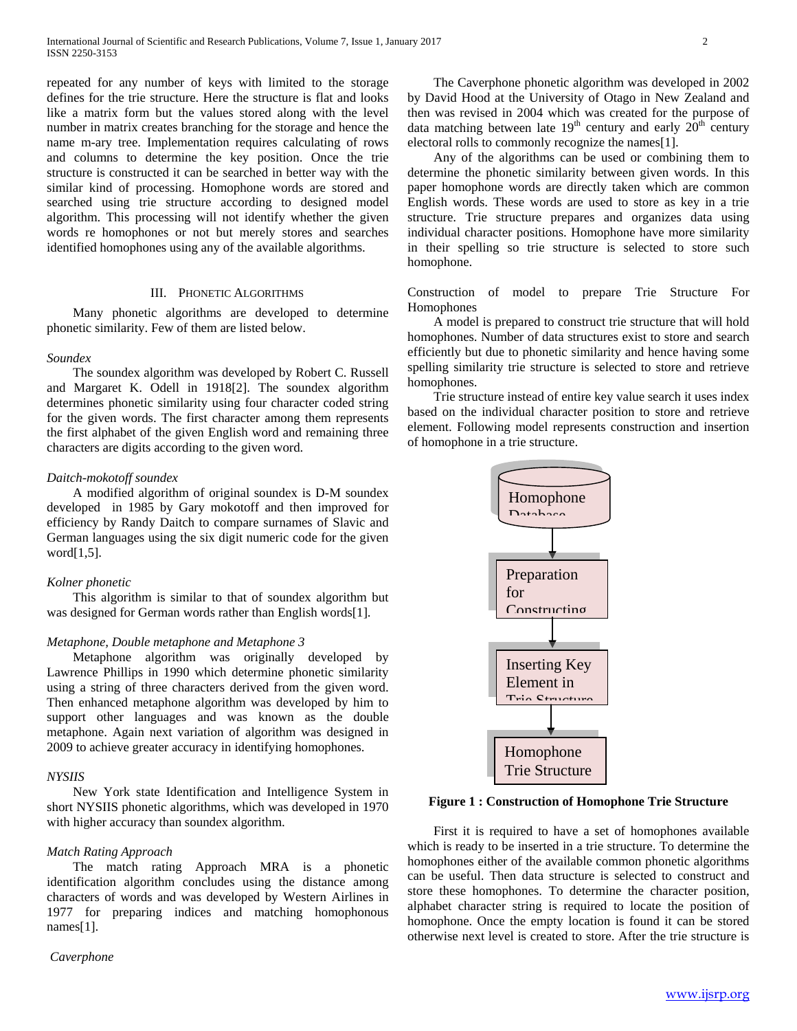repeated for any number of keys with limited to the storage defines for the trie structure. Here the structure is flat and looks like a matrix form but the values stored along with the level number in matrix creates branching for the storage and hence the name m-ary tree. Implementation requires calculating of rows and columns to determine the key position. Once the trie structure is constructed it can be searched in better way with the similar kind of processing. Homophone words are stored and searched using trie structure according to designed model algorithm. This processing will not identify whether the given words re homophones or not but merely stores and searches identified homophones using any of the available algorithms.

## III. Phonetic Algorithms

Many phonetic algorithms are developed to determine phonetic similarity. Few of them are listed below.

*Soundex*

The soundex algorithm was developed by Robert C. Russell and Margaret K. Odell in 1918[2]. The soundex algorithm determines phonetic similarity using four character coded string for the given words. The first character among them represents the first alphabet of the given English word and remaining three characters are digits according to the given word.

*Daitch-mokotoff soundex*

A modified algorithm of original soundex is D-M soundex developed in 1985 by Gary mokotoff and then improved for efficiency by Randy Daitch to compare surnames of Slavic and German languages using the six digit numeric code for the given word[1,5].

*Kolner phonetic*

This algorithm is similar to that of soundex algorithm but was designed for German words rather than English words[1].

*Metaphone, Double metaphone and Metaphone 3*

Metaphone algorithm was originally developed by Lawrence Phillips in 1990 which determine phonetic similarity using a string of three characters derived from the given word. Then enhanced metaphone algorithm was developed by him to support other languages and was known as the double metaphone. Again next variation of algorithm was designed in 2009 to achieve greater accuracy in identifying homophones.

*NYSIIS*

New York state Identification and Intelligence System in short NYSIIS phonetic algorithms, which was developed in 1970 with higher accuracy than soundex algorithm.

*Match Rating Approach*

The match rating Approach MRA is a phonetic identification algorithm concludes using the distance among characters of words and was developed by Western Airlines in 1977 for preparing indices and matching homophonous names[1].

*Caverphone*

The Caverphone phonetic algorithm was developed in 2002 by David Hood at the University of Otago in New Zealand and then was revised in 2004 which was created for the purpose of data matching between late 19th century and early 20th century electoral rolls to commonly recognize the names[1].

Any of the algorithms can be used or combining them to determine the phonetic similarity between given words. In this paper homophone words are directly taken which are common English words. These words are used to store as key in a trie structure. Trie structure prepares and organizes data using individual character positions. Homophone have more similarity in their spelling so trie structure is selected to store such homophone.

Construction of model to prepare Trie Structure For Homophones

A model is prepared to construct trie structure that will hold homophones. Number of data structures exist to store and search efficiently but due to phonetic similarity and hence having some spelling similarity trie structure is selected to store and retrieve homophones.

Trie structure instead of entire key value search it uses index based on the individual character position to store and retrieve element. Following model represents construction and insertion of homophone in a trie structure.

Homophone Database → Preparation for Constructing → Inserting Key Element in Trie Structure → Homophone Trie Structure

**Figure 1 : Construction of Homophone Trie Structure**

First it is required to have a set of homophones available which is ready to be inserted in a trie structure. To determine the homophones either of the available common phonetic algorithms can be useful. Then data structure is selected to construct and store these homophones. To determine the character position, alphabet character string is required to locate the position of homophone. Once the empty location is found it can be stored otherwise next level is created to store. After the trie structure is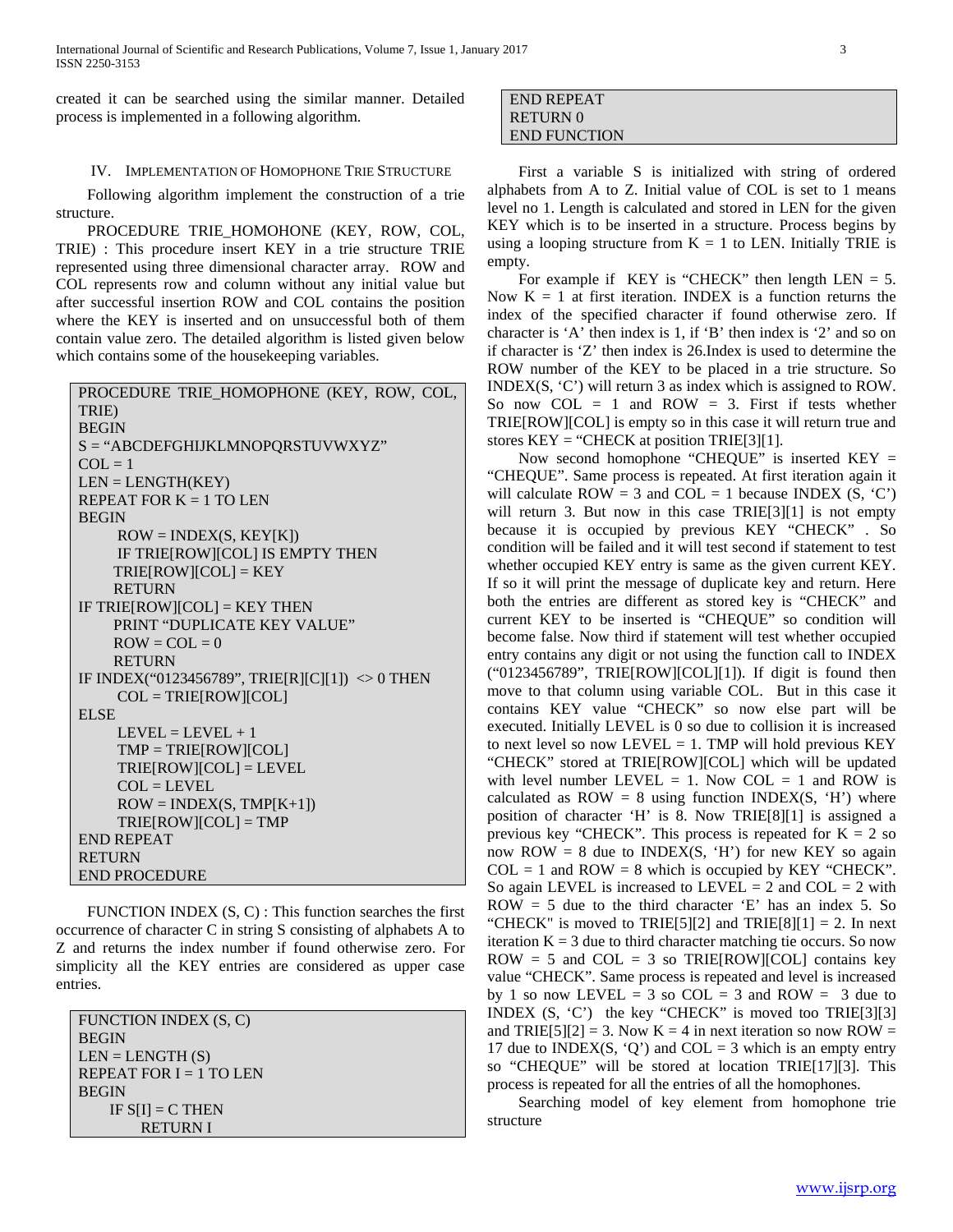created it can be searched using the similar manner. Detailed process is implemented in a following algorithm.

## IV. Implementation of Homophone Trie Structure

Following algorithm implement the construction of a trie structure.

PROCEDURE TRIE_HOMOHONE (KEY, ROW, COL, TRIE) : This procedure insert KEY in a trie structure TRIE represented using three dimensional character array. ROW and COL represents row and column without any initial value but after successful insertion ROW and COL contains the position where the KEY is inserted and on unsuccessful both of them contain value zero. The detailed algorithm is listed given below which contains some of the housekeeping variables.

```
PROCEDURE TRIE_HOMOPHONE (KEY, ROW, COL, TRIE)
BEGIN
S = "ABCDEFGHIJKLMNOPQRSTUVWXYZ"
COL = 1
LEN = LENGTH(KEY)
REPEAT FOR K = 1 TO LEN
BEGIN
    ROW = INDEX(S, KEY[K])
    IF TRIE[ROW][COL] IS EMPTY THEN
    TRIE[ROW][COL] = KEY
    RETURN
IF TRIE[ROW][COL] = KEY THEN
    PRINT "DUPLICATE KEY VALUE"
    ROW = COL = 0
    RETURN
IF INDEX("0123456789", TRIE[R][C][1]) <> 0 THEN
    COL = TRIE[ROW][COL]
ELSE
    LEVEL = LEVEL + 1
    TMP = TRIE[ROW][COL]
    TRIE[ROW][COL] = LEVEL
    COL = LEVEL
    ROW = INDEX(S, TMP[K+1])
    TRIE[ROW][COL] = TMP
END REPEAT
RETURN
END PROCEDURE
```

FUNCTION INDEX (S, C) : This function searches the first occurrence of character C in string S consisting of alphabets A to Z and returns the index number if found otherwise zero. For simplicity all the KEY entries are considered as upper case entries.

```
FUNCTION INDEX (S, C)
BEGIN
LEN = LENGTH (S)
REPEAT FOR I = 1 TO LEN
BEGIN
   IF S[I] = C THEN
      RETURN I
END REPEAT
RETURN 0
END FUNCTION
```

First a variable S is initialized with string of ordered alphabets from A to Z. Initial value of COL is set to 1 means level no 1. Length is calculated and stored in LEN for the given KEY which is to be inserted in a structure. Process begins by using a looping structure from K = 1 to LEN. Initially TRIE is empty.

For example if KEY is "CHECK" then length LEN = 5. Now K = 1 at first iteration. INDEX is a function returns the index of the specified character if found otherwise zero. If character is 'A' then index is 1, if 'B' then index is '2' and so on if character is 'Z' then index is 26.Index is used to determine the ROW number of the KEY to be placed in a trie structure. So INDEX(S, 'C') will return 3 as index which is assigned to ROW. So now COL = 1 and ROW = 3. First if tests whether TRIE[ROW][COL] is empty so in this case it will return true and stores KEY = "CHECK at position TRIE[3][1].

Now second homophone "CHEQUE" is inserted KEY = "CHEQUE". Same process is repeated. At first iteration again it will calculate ROW = 3 and COL = 1 because INDEX (S, 'C') will return 3. But now in this case TRIE[3][1] is not empty because it is occupied by previous KEY "CHECK" . So condition will be failed and it will test second if statement to test whether occupied KEY entry is same as the given current KEY. If so it will print the message of duplicate key and return. Here both the entries are different as stored key is "CHECK" and current KEY to be inserted is "CHEQUE" so condition will become false. Now third if statement will test whether occupied entry contains any digit or not using the function call to INDEX ("0123456789", TRIE[ROW][COL][1]). If digit is found then move to that column using variable COL. But in this case it contains KEY value "CHECK" so now else part will be executed. Initially LEVEL is 0 so due to collision it is increased to next level so now LEVEL = 1. TMP will hold previous KEY "CHECK" stored at TRIE[ROW][COL] which will be updated with level number LEVEL = 1. Now COL = 1 and ROW is calculated as ROW = 8 using function INDEX(S, 'H') where position of character 'H' is 8. Now TRIE[8][1] is assigned a previous key "CHECK". This process is repeated for K = 2 so now ROW = 8 due to INDEX(S, 'H') for new KEY so again COL = 1 and ROW = 8 which is occupied by KEY "CHECK". So again LEVEL is increased to LEVEL = 2 and COL = 2 with ROW = 5 due to the third character 'E' has an index 5. So "CHECK" is moved to TRIE[5][2] and TRIE[8][1] = 2. In next iteration K = 3 due to third character matching tie occurs. So now ROW = 5 and COL = 3 so TRIE[ROW][COL] contains key value "CHECK". Same process is repeated and level is increased by 1 so now LEVEL = 3 so COL = 3 and ROW = 3 due to INDEX (S, 'C') the key "CHECK" is moved too TRIE[3][3] and TRIE[5][2] = 3. Now K = 4 in next iteration so now ROW = 17 due to INDEX(S, 'Q') and COL = 3 which is an empty entry so "CHEQUE" will be stored at location TRIE[17][3]. This process is repeated for all the entries of all the homophones.

Searching model of key element from homophone trie structure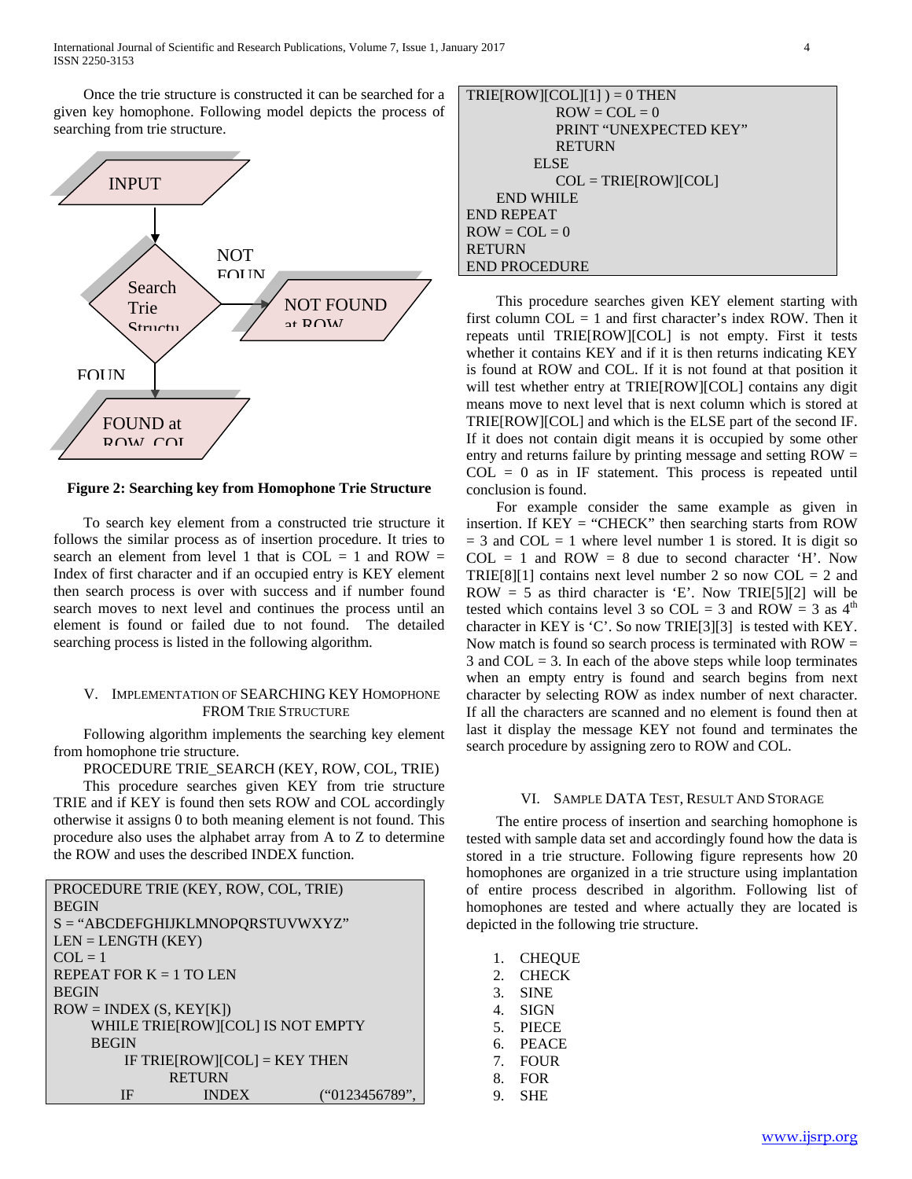Once the trie structure is constructed it can be searched for a given key homophone. Following model depicts the process of searching from trie structure.

INPUT

Search Trie Structu

NOT FOUN

NOT FOUND at ROW

FOUN

FOUND at ROW, COL

**Figure 2: Searching key from Homophone Trie Structure**

To search key element from a constructed trie structure it follows the similar process as of insertion procedure. It tries to search an element from level 1 that is COL = 1 and ROW = Index of first character and if an occupied entry is KEY element then search process is over with success and if number found search moves to next level and continues the process until an element is found or failed due to not found. The detailed searching process is listed in the following algorithm.

## V. Implementation of Searching Key Homophone from Trie Structure

Following algorithm implements the searching key element from homophone trie structure.

PROCEDURE TRIE_SEARCH (KEY, ROW, COL, TRIE)

This procedure searches given KEY from trie structure TRIE and if KEY is found then sets ROW and COL accordingly otherwise it assigns 0 to both meaning element is not found. This procedure also uses the alphabet array from A to Z to determine the ROW and uses the described INDEX function.

```
PROCEDURE TRIE (KEY, ROW, COL, TRIE)
BEGIN
S = "ABCDEFGHIJKLMNOPQRSTUVWXYZ"
LEN = LENGTH (KEY)
COL = 1
REPEAT FOR K = 1 TO LEN
BEGIN
ROW = INDEX (S, KEY[K])
      WHILE TRIE[ROW][COL] IS NOT EMPTY
      BEGIN
           IF TRIE[ROW][COL] = KEY THEN
                  RETURN
           IF          INDEX          ("0123456789",
TRIE[ROW][COL][1] ) = 0 THEN
                  ROW = COL = 0
                  PRINT "UNEXPECTED KEY"
                  RETURN
              ELSE
                  COL = TRIE[ROW][COL]
      END WHILE
END REPEAT
ROW = COL = 0
RETURN
END PROCEDURE
```

This procedure searches given KEY element starting with first column COL = 1 and first character's index ROW. Then it repeats until TRIE[ROW][COL] is not empty. First it tests whether it contains KEY and if it is then returns indicating KEY is found at ROW and COL. If it is not found at that position it will test whether entry at TRIE[ROW][COL] contains any digit means move to next level that is next column which is stored at TRIE[ROW][COL] and which is the ELSE part of the second IF. If it does not contain digit means it is occupied by some other entry and returns failure by printing message and setting ROW = COL = 0 as in IF statement. This process is repeated until conclusion is found.

For example consider the same example as given in insertion. If KEY = "CHECK" then searching starts from ROW = 3 and COL = 1 where level number 1 is stored. It is digit so COL = 1 and ROW = 8 due to second character 'H'. Now TRIE[8][1] contains next level number 2 so now COL = 2 and ROW = 5 as third character is 'E'. Now TRIE[5][2] will be tested which contains level 3 so COL = 3 and ROW = 3 as 4th character in KEY is 'C'. So now TRIE[3][3] is tested with KEY. Now match is found so search process is terminated with ROW = 3 and COL = 3. In each of the above steps while loop terminates when an empty entry is found and search begins from next character by selecting ROW as index number of next character. If all the characters are scanned and no element is found then at last it display the message KEY not found and terminates the search procedure by assigning zero to ROW and COL.

## VI. Sample Data Test, Result and Storage

The entire process of insertion and searching homophone is tested with sample data set and accordingly found how the data is stored in a trie structure. Following figure represents how 20 homophones are organized in a trie structure using implantation of entire process described in algorithm. Following list of homophones are tested and where actually they are located is depicted in the following trie structure.

1. CHEQUE
2. CHECK
3. SINE
4. SIGN
5. PIECE
6. PEACE
7. FOUR
8. FOR
9. SHE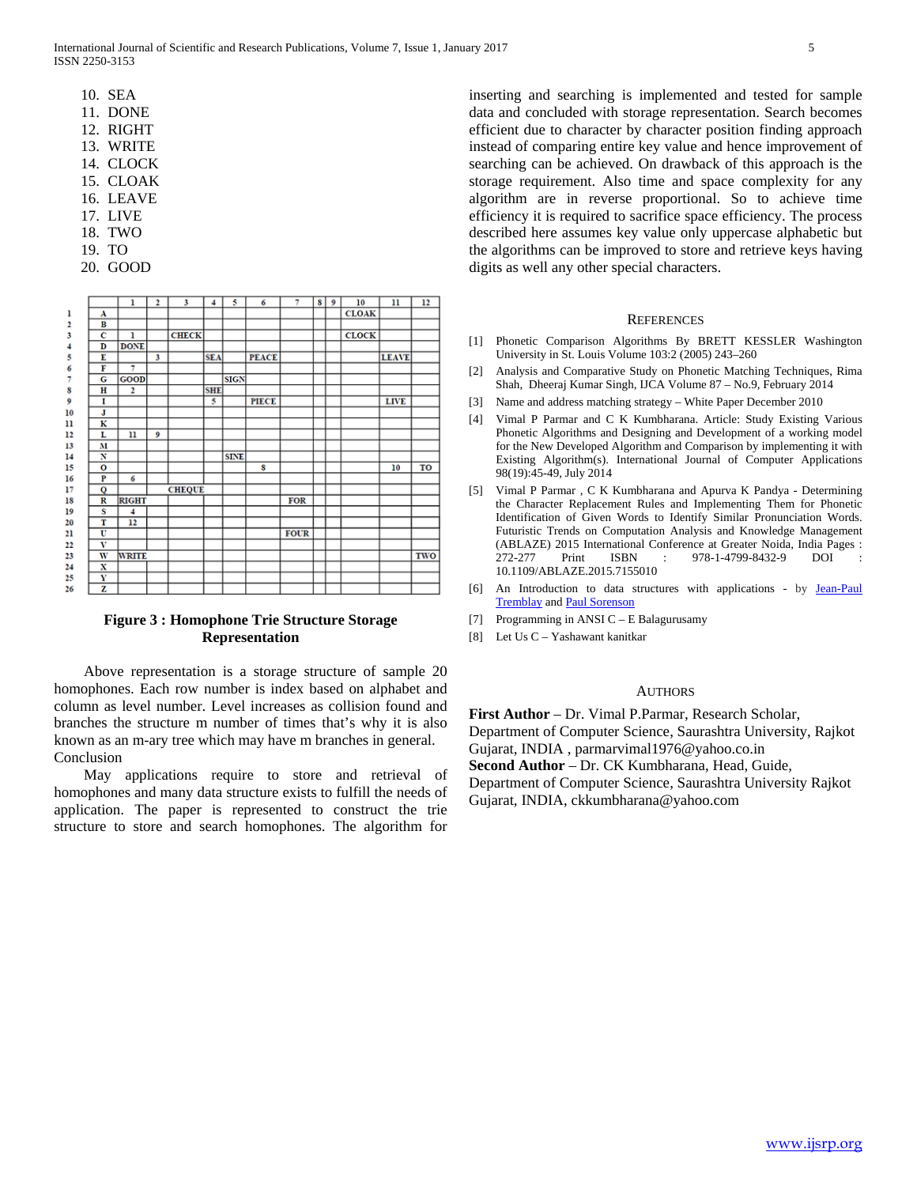10. SEA
11. DONE
12. RIGHT
13. WRITE
14. CLOCK
15. CLOAK
16. LEAVE
17. LIVE
18. TWO
19. TO
20. GOOD

| | | 1 | 2 | 3 | 4 | 5 | 6 | 7 | 8 | 9 | 10 | 11 | 12 |
|---|---|---|---|---|---|---|---|---|---|---|---|---|---|
| 1 | A | | | | | | | | | | CLOAK | | |
| 2 | B | | | | | | | | | | | | |
| 3 | C | 1 | | CHECK | | | | | | | CLOCK | | |
| 4 | D | DONE | | | | | | | | | | | |
| 5 | E | | 3 | | SEA | | PEACE | | | | | LEAVE | |
| 6 | F | 7 | | | | | | | | | | | |
| 7 | G | GOOD | | | | SIGN | | | | | | | |
| 8 | H | 2 | | | SHE | | | | | | | | |
| 9 | I | | | | 5 | | PIECE | | | | | LIVE | |
| 10 | J | | | | | | | | | | | | |
| 11 | K | | | | | | | | | | | | |
| 12 | L | 11 | 9 | | | | | | | | | | |
| 13 | M | | | | | | | | | | | | |
| 14 | N | | | | | SINE | | | | | | | |
| 15 | O | | | | | | 8 | | | | | 10 | TO |
| 16 | P | 6 | | | | | | | | | | | |
| 17 | Q | | | CHEQUE | | | | | | | | | |
| 18 | R | RIGHT | | | | | | FOR | | | | | |
| 19 | S | 4 | | | | | | | | | | | |
| 20 | T | 12 | | | | | | | | | | | |
| 21 | U | | | | | | | FOUR | | | | | |
| 22 | V | | | | | | | | | | | | |
| 23 | W | WRITE | | | | | | | | | | | TWO |
| 24 | X | | | | | | | | | | | | |
| 25 | Y | | | | | | | | | | | | |
| 26 | Z | | | | | | | | | | | | |

**Figure 3 : Homophone Trie Structure Storage Representation**

Above representation is a storage structure of sample 20 homophones. Each row number is index based on alphabet and column as level number. Level increases as collision found and branches the structure m number of times that's why it is also known as an m-ary tree which may have m branches in general.

Conclusion

May applications require to store and retrieval of homophones and many data structure exists to fulfill the needs of application. The paper is represented to construct the trie structure to store and search homophones. The algorithm for inserting and searching is implemented and tested for sample data and concluded with storage representation. Search becomes efficient due to character by character position finding approach instead of comparing entire key value and hence improvement of searching can be achieved. On drawback of this approach is the storage requirement. Also time and space complexity for any algorithm are in reverse proportional. So to achieve time efficiency it is required to sacrifice space efficiency. The process described here assumes key value only uppercase alphabetic but the algorithms can be improved to store and retrieve keys having digits as well any other special characters.

## References

[1] Phonetic Comparison Algorithms By BRETT KESSLER Washington University in St. Louis Volume 103:2 (2005) 243–260

[2] Analysis and Comparative Study on Phonetic Matching Techniques, Rima Shah, Dheeraj Kumar Singh, IJCA Volume 87 – No.9, February 2014

[3] Name and address matching strategy – White Paper December 2010

[4] Vimal P Parmar and C K Kumbharana. Article: Study Existing Various Phonetic Algorithms and Designing and Development of a working model for the New Developed Algorithm and Comparison by implementing it with Existing Algorithm(s). International Journal of Computer Applications 98(19):45-49, July 2014

[5] Vimal P Parmar , C K Kumbharana and Apurva K Pandya - Determining the Character Replacement Rules and Implementing Them for Phonetic Identification of Given Words to Identify Similar Pronunciation Words. Futuristic Trends on Computation Analysis and Knowledge Management (ABLAZE) 2015 International Conference at Greater Noida, India Pages : 272-277 Print ISBN : 978-1-4799-8432-9 DOI : 10.1109/ABLAZE.2015.7155010

[6] An Introduction to data structures with applications - by Jean-Paul Tremblay and Paul Sorenson

[7] Programming in ANSI C – E Balagurusamy

[8] Let Us C – Yashawant kanitkar

## Authors

**First Author** – Dr. Vimal P.Parmar, Research Scholar, Department of Computer Science, Saurashtra University, Rajkot Gujarat, INDIA , parmarvimal1976@yahoo.co.in

**Second Author** – Dr. CK Kumbharana, Head, Guide, Department of Computer Science, Saurashtra University Rajkot Gujarat, INDIA, ckkumbharana@yahoo.com